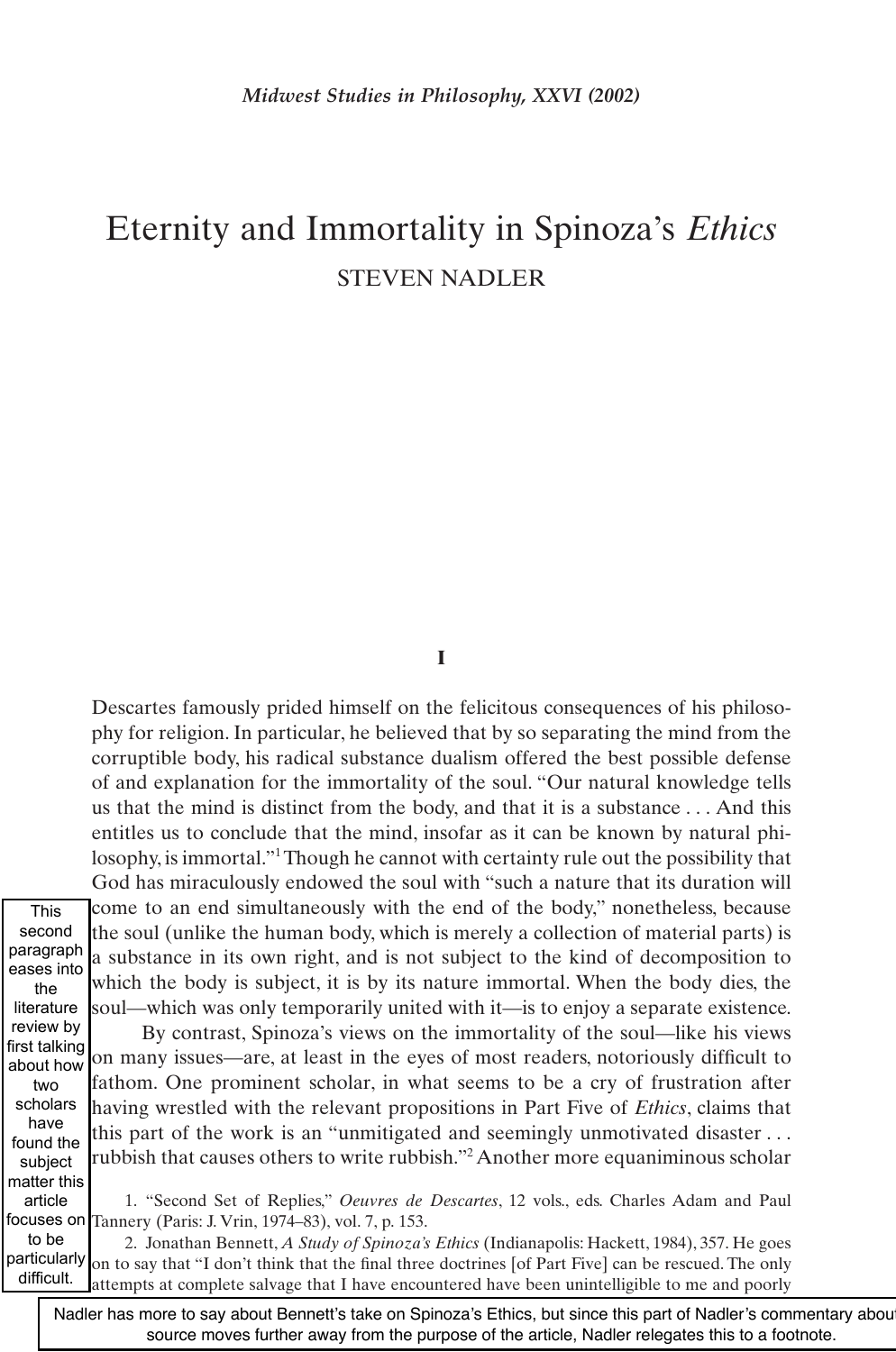*Midwest Studies in Philosophy, XXVI (2002)*

# Eternity and Immortality in Spinoza's *Ethics*

STEVEN NADLER

## I

Descartes famously prided himself on the felicitous consequences of his philosophy for religion. In particular, he believed that by so separating the mind from the corruptible body, his radical substance dualism offered the best possible defense of and explanation for the immortality of the soul. "Our natural knowledge tells us that the mind is distinct from the body, and that it is a substance . . . And this entitles us to conclude that the mind, insofar as it can be known by natural philosophy, is immortal."[1] Though he cannot with certainty rule out the possibility that God has miraculously endowed the soul with "such a nature that its duration will come to an end simultaneously with the end of the body," nonetheless, because the soul (unlike the human body, which is merely a collection of material parts) is a substance in its own right, and is not subject to the kind of decomposition to which the body is subject, it is by its nature immortal. When the body dies, the soul—which was only temporarily united with it—is to enjoy a separate existence.

By contrast, Spinoza's views on the immortality of the soul—like his views on many issues—are, at least in the eyes of most readers, notoriously difficult to fathom. One prominent scholar, in what seems to be a cry of frustration after having wrestled with the relevant propositions in Part Five of *Ethics*, claims that this part of the work is an "unmitigated and seemingly unmotivated disaster . . . rubbish that causes others to write rubbish."[2] Another more equaniminous scholar

This second paragraph eases into the literature review by first talking about how two scholars have found the subject matter this article focuses on to be particularly difficult.

1. "Second Set of Replies," *Oeuvres de Descartes*, 12 vols., eds. Charles Adam and Paul Tannery (Paris: J. Vrin, 1974–83), vol. 7, p. 153.

2. Jonathan Bennett, *A Study of Spinoza's Ethics* (Indianapolis: Hackett, 1984), 357. He goes on to say that "I don't think that the final three doctrines [of Part Five] can be rescued. The only attempts at complete salvage that I have encountered have been unintelligible to me and poorly

Nadler has more to say about Bennett's take on Spinoza's Ethics, but since this part of Nadler's commentary about source moves further away from the purpose of the article, Nadler relegates this to a footnote.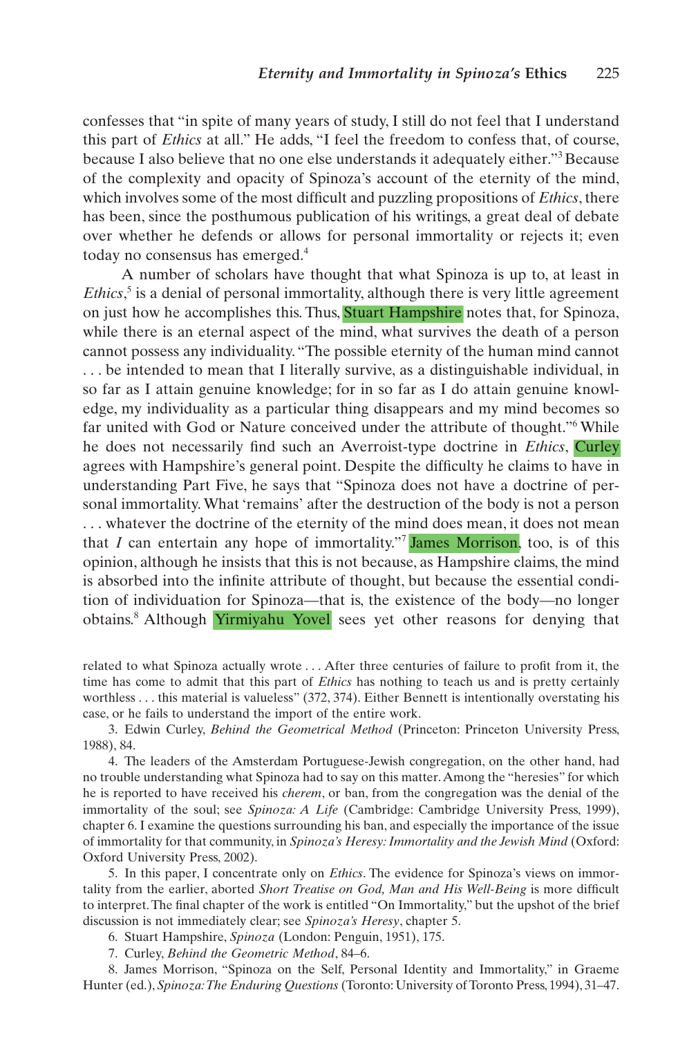confesses that "in spite of many years of study, I still do not feel that I understand this part of *Ethics* at all." He adds, "I feel the freedom to confess that, of course, because I also believe that no one else understands it adequately either."[3] Because of the complexity and opacity of Spinoza's account of the eternity of the mind, which involves some of the most difficult and puzzling propositions of *Ethics*, there has been, since the posthumous publication of his writings, a great deal of debate over whether he defends or allows for personal immortality or rejects it; even today no consensus has emerged.[4]

A number of scholars have thought that what Spinoza is up to, at least in *Ethics*,[5] is a denial of personal immortality, although there is very little agreement on just how he accomplishes this. Thus, Stuart Hampshire notes that, for Spinoza, while there is an eternal aspect of the mind, what survives the death of a person cannot possess any individuality. "The possible eternity of the human mind cannot . . . be intended to mean that I literally survive, as a distinguishable individual, in so far as I attain genuine knowledge; for in so far as I do attain genuine knowledge, my individuality as a particular thing disappears and my mind becomes so far united with God or Nature conceived under the attribute of thought."[6] While he does not necessarily find such an Averroist-type doctrine in *Ethics*, Curley agrees with Hampshire's general point. Despite the difficulty he claims to have in understanding Part Five, he says that "Spinoza does not have a doctrine of personal immortality. What 'remains' after the destruction of the body is not a person . . . whatever the doctrine of the eternity of the mind does mean, it does not mean that *I* can entertain any hope of immortality."[7] James Morrison, too, is of this opinion, although he insists that this is not because, as Hampshire claims, the mind is absorbed into the infinite attribute of thought, but because the essential condition of individuation for Spinoza—that is, the existence of the body—no longer obtains.[8] Although Yirmiyahu Yovel sees yet other reasons for denying that

related to what Spinoza actually wrote . . . After three centuries of failure to profit from it, the time has come to admit that this part of *Ethics* has nothing to teach us and is pretty certainly worthless . . . this material is valueless" (372, 374). Either Bennett is intentionally overstating his case, or he fails to understand the import of the entire work.

3. Edwin Curley, *Behind the Geometrical Method* (Princeton: Princeton University Press, 1988), 84.

4. The leaders of the Amsterdam Portuguese-Jewish congregation, on the other hand, had no trouble understanding what Spinoza had to say on this matter. Among the "heresies" for which he is reported to have received his *cherem*, or ban, from the congregation was the denial of the immortality of the soul; see *Spinoza: A Life* (Cambridge: Cambridge University Press, 1999), chapter 6. I examine the questions surrounding his ban, and especially the importance of the issue of immortality for that community, in *Spinoza's Heresy: Immortality and the Jewish Mind* (Oxford: Oxford University Press, 2002).

5. In this paper, I concentrate only on *Ethics*. The evidence for Spinoza's views on immortality from the earlier, aborted *Short Treatise on God, Man and His Well-Being* is more difficult to interpret. The final chapter of the work is entitled "On Immortality," but the upshot of the brief discussion is not immediately clear; see *Spinoza's Heresy*, chapter 5.

6. Stuart Hampshire, *Spinoza* (London: Penguin, 1951), 175.

7. Curley, *Behind the Geometric Method*, 84–6.

8. James Morrison, "Spinoza on the Self, Personal Identity and Immortality," in Graeme Hunter (ed.), *Spinoza: The Enduring Questions* (Toronto: University of Toronto Press, 1994), 31–47.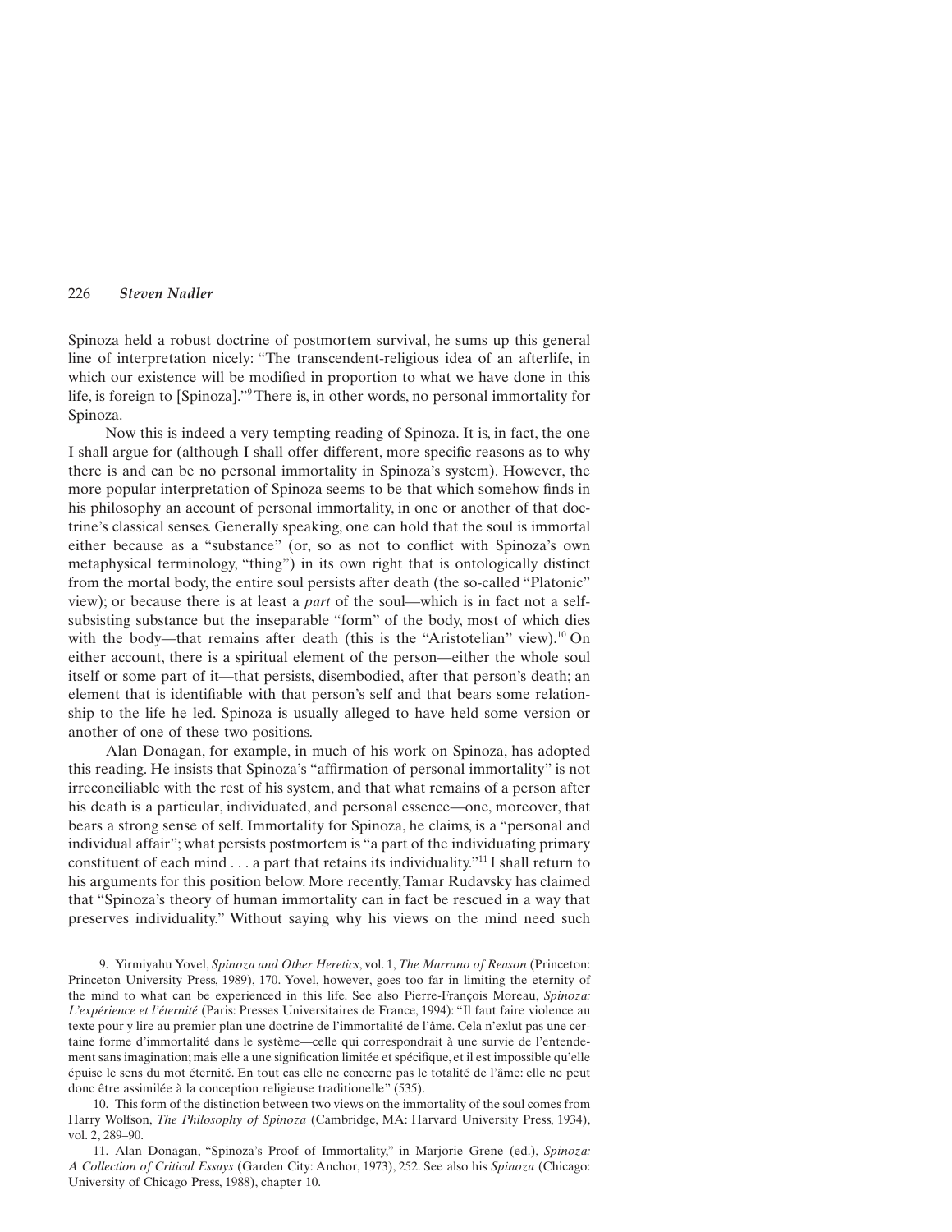Spinoza held a robust doctrine of postmortem survival, he sums up this general line of interpretation nicely: "The transcendent-religious idea of an afterlife, in which our existence will be modified in proportion to what we have done in this life, is foreign to [Spinoza]."[9] There is, in other words, no personal immortality for Spinoza.

Now this is indeed a very tempting reading of Spinoza. It is, in fact, the one I shall argue for (although I shall offer different, more specific reasons as to why there is and can be no personal immortality in Spinoza's system). However, the more popular interpretation of Spinoza seems to be that which somehow finds in his philosophy an account of personal immortality, in one or another of that doctrine's classical senses. Generally speaking, one can hold that the soul is immortal either because as a "substance" (or, so as not to conflict with Spinoza's own metaphysical terminology, "thing") in its own right that is ontologically distinct from the mortal body, the entire soul persists after death (the so-called "Platonic" view); or because there is at least a *part* of the soul—which is in fact not a self-subsisting substance but the inseparable "form" of the body, most of which dies with the body—that remains after death (this is the "Aristotelian" view).[10] On either account, there is a spiritual element of the person—either the whole soul itself or some part of it—that persists, disembodied, after that person's death; an element that is identifiable with that person's self and that bears some relationship to the life he led. Spinoza is usually alleged to have held some version or another of one of these two positions.

Alan Donagan, for example, in much of his work on Spinoza, has adopted this reading. He insists that Spinoza's "affirmation of personal immortality" is not irreconcilable with the rest of his system, and that what remains of a person after his death is a particular, individuated, and personal essence—one, moreover, that bears a strong sense of self. Immortality for Spinoza, he claims, is a "personal and individual affair"; what persists postmortem is "a part of the individuating primary constituent of each mind . . . a part that retains its individuality."[11] I shall return to his arguments for this position below. More recently, Tamar Rudavsky has claimed that "Spinoza's theory of human immortality can in fact be rescued in a way that preserves individuality." Without saying why his views on the mind need such

9. Yirmiyahu Yovel, *Spinoza and Other Heretics*, vol. 1, *The Marrano of Reason* (Princeton: Princeton University Press, 1989), 170. Yovel, however, goes too far in limiting the eternity of the mind to what can be experienced in this life. See also Pierre-François Moreau, *Spinoza: L'expérience et l'éternité* (Paris: Presses Universitaires de France, 1994): "Il faut faire violence au texte pour y lire au premier plan une doctrine de l'immortalité de l'âme. Cela n'exlut pas une certaine forme d'immortalité dans le système—celle qui correspondrait à une survie de l'entendement sans imagination; mais elle a une signification limitée et spécifique, et il est impossible qu'elle épuise le sens du mot éternité. En tout cas elle ne concerne pas le totalité de l'âme: elle ne peut donc être assimilée à la conception religieuse traditionelle" (535).

10. This form of the distinction between two views on the immortality of the soul comes from Harry Wolfson, *The Philosophy of Spinoza* (Cambridge, MA: Harvard University Press, 1934), vol. 2, 289–90.

11. Alan Donagan, "Spinoza's Proof of Immortality," in Marjorie Grene (ed.), *Spinoza: A Collection of Critical Essays* (Garden City: Anchor, 1973), 252. See also his *Spinoza* (Chicago: University of Chicago Press, 1988), chapter 10.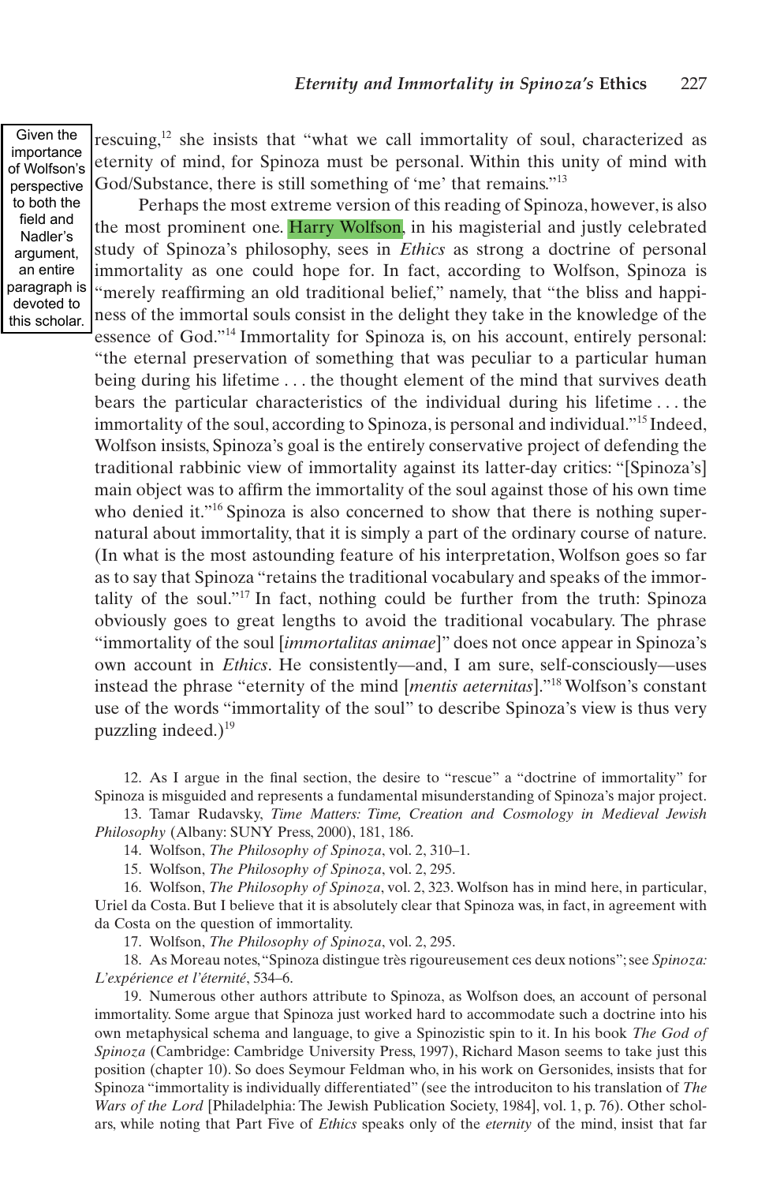rescuing,[12] she insists that "what we call immortality of soul, characterized as eternity of mind, for Spinoza must be personal. Within this unity of mind with God/Substance, there is still something of 'me' that remains."[13]

Perhaps the most extreme version of this reading of Spinoza, however, is also the most prominent one. Harry Wolfson, in his magisterial and justly celebrated study of Spinoza's philosophy, sees in *Ethics* as strong a doctrine of personal immortality as one could hope for. In fact, according to Wolfson, Spinoza is "merely reaffirming an old traditional belief," namely, that "the bliss and happiness of the immortal souls consist in the delight they take in the knowledge of the essence of God."[14] Immortality for Spinoza is, on his account, entirely personal: "the eternal preservation of something that was peculiar to a particular human being during his lifetime . . . the thought element of the mind that survives death bears the particular characteristics of the individual during his lifetime . . . the immortality of the soul, according to Spinoza, is personal and individual."[15] Indeed, Wolfson insists, Spinoza's goal is the entirely conservative project of defending the traditional rabbinic view of immortality against its latter-day critics: "[Spinoza's] main object was to affirm the immortality of the soul against those of his own time who denied it."[16] Spinoza is also concerned to show that there is nothing supernatural about immortality, that it is simply a part of the ordinary course of nature. (In what is the most astounding feature of his interpretation, Wolfson goes so far as to say that Spinoza "retains the traditional vocabulary and speaks of the immortality of the soul."[17] In fact, nothing could be further from the truth: Spinoza obviously goes to great lengths to avoid the traditional vocabulary. The phrase "immortality of the soul [*immortalitas animae*]" does not once appear in Spinoza's own account in *Ethics*. He consistently—and, I am sure, self-consciously—uses instead the phrase "eternity of the mind [*mentis aeternitas*]."[18] Wolfson's constant use of the words "immortality of the soul" to describe Spinoza's view is thus very puzzling indeed.)[19]

12. As I argue in the final section, the desire to "rescue" a "doctrine of immortality" for Spinoza is misguided and represents a fundamental misunderstanding of Spinoza's major project.

13. Tamar Rudavsky, *Time Matters: Time, Creation and Cosmology in Medieval Jewish Philosophy* (Albany: SUNY Press, 2000), 181, 186.

14. Wolfson, *The Philosophy of Spinoza*, vol. 2, 310–1.

15. Wolfson, *The Philosophy of Spinoza*, vol. 2, 295.

16. Wolfson, *The Philosophy of Spinoza*, vol. 2, 323. Wolfson has in mind here, in particular, Uriel da Costa. But I believe that it is absolutely clear that Spinoza was, in fact, in agreement with da Costa on the question of immortality.

17. Wolfson, *The Philosophy of Spinoza*, vol. 2, 295.

18. As Moreau notes, "Spinoza distingue très rigoureusement ces deux notions"; see *Spinoza: L'expérience et l'éternité*, 534–6.

19. Numerous other authors attribute to Spinoza, as Wolfson does, an account of personal immortality. Some argue that Spinoza just worked hard to accommodate such a doctrine into his own metaphysical schema and language, to give a Spinozistic spin to it. In his book *The God of Spinoza* (Cambridge: Cambridge University Press, 1997), Richard Mason seems to take just this position (chapter 10). So does Seymour Feldman who, in his work on Gersonides, insists that for Spinoza "immortality is individually differentiated" (see the introduciton to his translation of *The Wars of the Lord* [Philadelphia: The Jewish Publication Society, 1984], vol. 1, p. 76). Other scholars, while noting that Part Five of *Ethics* speaks only of the *eternity* of the mind, insist that far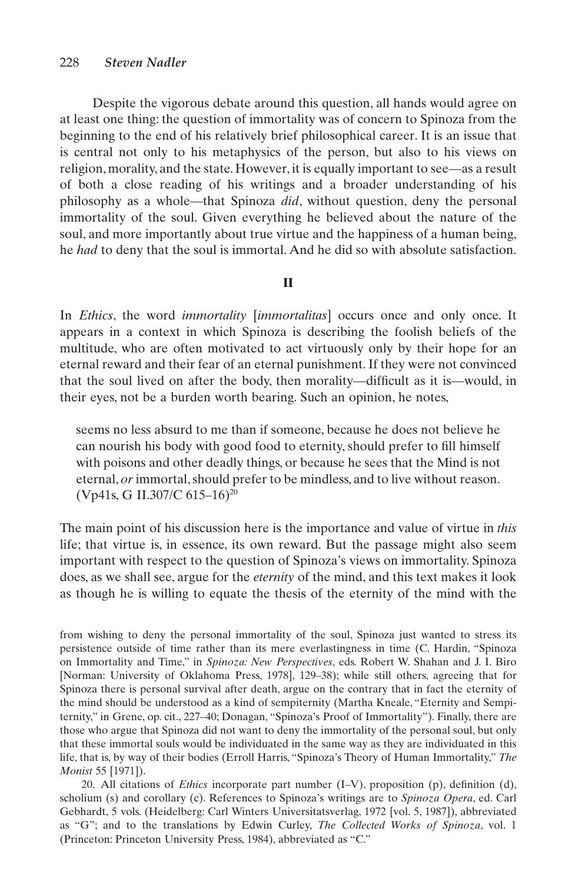Despite the vigorous debate around this question, all hands would agree on at least one thing: the question of immortality was of concern to Spinoza from the beginning to the end of his relatively brief philosophical career. It is an issue that is central not only to his metaphysics of the person, but also to his views on religion, morality, and the state. However, it is equally important to see—as a result of both a close reading of his writings and a broader understanding of his philosophy as a whole—that Spinoza *did*, without question, deny the personal immortality of the soul. Given everything he believed about the nature of the soul, and more importantly about true virtue and the happiness of a human being, he *had* to deny that the soul is immortal. And he did so with absolute satisfaction.

## II

In *Ethics*, the word *immortality* [*immortalitas*] occurs once and only once. It appears in a context in which Spinoza is describing the foolish beliefs of the multitude, who are often motivated to act virtuously only by their hope for an eternal reward and their fear of an eternal punishment. If they were not convinced that the soul lived on after the body, then morality—difficult as it is—would, in their eyes, not be a burden worth bearing. Such an opinion, he notes,

> seems no less absurd to me than if someone, because he does not believe he can nourish his body with good food to eternity, should prefer to fill himself with poisons and other deadly things, or because he sees that the Mind is not eternal, *or* immortal, should prefer to be mindless, and to live without reason. (Vp41s, G II.307/C 615–16)[20]

The main point of his discussion here is the importance and value of virtue in *this* life; that virtue is, in essence, its own reward. But the passage might also seem important with respect to the question of Spinoza's views on immortality. Spinoza does, as we shall see, argue for the *eternity* of the mind, and this text makes it look as though he is willing to equate the thesis of the eternity of the mind with the

from wishing to deny the personal immortality of the soul, Spinoza just wanted to stress its persistence outside of time rather than its mere everlastingness in time (C. Hardin, "Spinoza on Immortality and Time," in *Spinoza: New Perspectives*, eds. Robert W. Shahan and J. I. Biro [Norman: University of Oklahoma Press, 1978], 129–38); while still others, agreeing that for Spinoza there is personal survival after death, argue on the contrary that in fact the eternity of the mind should be understood as a kind of sempiternity (Martha Kneale, "Eternity and Sempiternity," in Grene, op. cit., 227–40; Donagan, "Spinoza's Proof of Immortality"). Finally, there are those who argue that Spinoza did not want to deny the immortality of the personal soul, but only that these immortal souls would be individuated in the same way as they are individuated in this life, that is, by way of their bodies (Erroll Harris, "Spinoza's Theory of Human Immortality," *The Monist* 55 [1971]).

20. All citations of *Ethics* incorporate part number (I–V), proposition (p), definition (d), scholium (s) and corollary (c). References to Spinoza's writings are to *Spinoza Opera*, ed. Carl Gebhardt, 5 vols. (Heidelberg: Carl Winters Universitatsverlag, 1972 [vol. 5, 1987]), abbreviated as "G"; and to the translations by Edwin Curley, *The Collected Works of Spinoza*, vol. 1 (Princeton: Princeton University Press, 1984), abbreviated as "C."